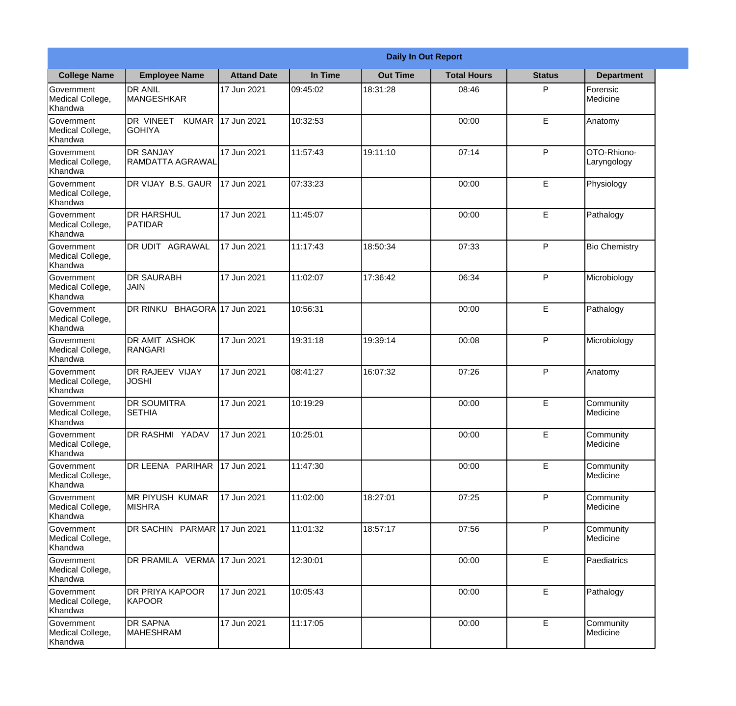| Daily In Out Report | | | | | | | |
|---|---|---|---|---|---|---|---|
| **College Name** | **Employee Name** | **Attand Date** | **In Time** | **Out Time** | **Total Hours** | **Status** | **Department** |
| Government Medical College, Khandwa | DR ANIL MANGESHKAR | 17 Jun 2021 | 09:45:02 | 18:31:28 | 08:46 | P | Forensic Medicine |
| Government Medical College, Khandwa | DR VINEET KUMAR GOHIYA | 17 Jun 2021 | 10:32:53 | | 00:00 | E | Anatomy |
| Government Medical College, Khandwa | DR SANJAY RAMDATTA AGRAWAL | 17 Jun 2021 | 11:57:43 | 19:11:10 | 07:14 | P | OTO-Rhiono-Laryngology |
| Government Medical College, Khandwa | DR VIJAY B.S. GAUR | 17 Jun 2021 | 07:33:23 | | 00:00 | E | Physiology |
| Government Medical College, Khandwa | DR HARSHUL PATIDAR | 17 Jun 2021 | 11:45:07 | | 00:00 | E | Pathalogy |
| Government Medical College, Khandwa | DR UDIT AGRAWAL | 17 Jun 2021 | 11:17:43 | 18:50:34 | 07:33 | P | Bio Chemistry |
| Government Medical College, Khandwa | DR SAURABH JAIN | 17 Jun 2021 | 11:02:07 | 17:36:42 | 06:34 | P | Microbiology |
| Government Medical College, Khandwa | DR RINKU BHAGORA | 17 Jun 2021 | 10:56:31 | | 00:00 | E | Pathalogy |
| Government Medical College, Khandwa | DR AMIT ASHOK RANGARI | 17 Jun 2021 | 19:31:18 | 19:39:14 | 00:08 | P | Microbiology |
| Government Medical College, Khandwa | DR RAJEEV VIJAY JOSHI | 17 Jun 2021 | 08:41:27 | 16:07:32 | 07:26 | P | Anatomy |
| Government Medical College, Khandwa | DR SOUMITRA SETHIA | 17 Jun 2021 | 10:19:29 | | 00:00 | E | Community Medicine |
| Government Medical College, Khandwa | DR RASHMI YADAV | 17 Jun 2021 | 10:25:01 | | 00:00 | E | Community Medicine |
| Government Medical College, Khandwa | DR LEENA PARIHAR | 17 Jun 2021 | 11:47:30 | | 00:00 | E | Community Medicine |
| Government Medical College, Khandwa | MR PIYUSH KUMAR MISHRA | 17 Jun 2021 | 11:02:00 | 18:27:01 | 07:25 | P | Community Medicine |
| Government Medical College, Khandwa | DR SACHIN PARMAR | 17 Jun 2021 | 11:01:32 | 18:57:17 | 07:56 | P | Community Medicine |
| Government Medical College, Khandwa | DR PRAMILA VERMA | 17 Jun 2021 | 12:30:01 | | 00:00 | E | Paediatrics |
| Government Medical College, Khandwa | DR PRIYA KAPOOR KAPOOR | 17 Jun 2021 | 10:05:43 | | 00:00 | E | Pathalogy |
| Government Medical College, Khandwa | DR SAPNA MAHESHRAM | 17 Jun 2021 | 11:17:05 | | 00:00 | E | Community Medicine |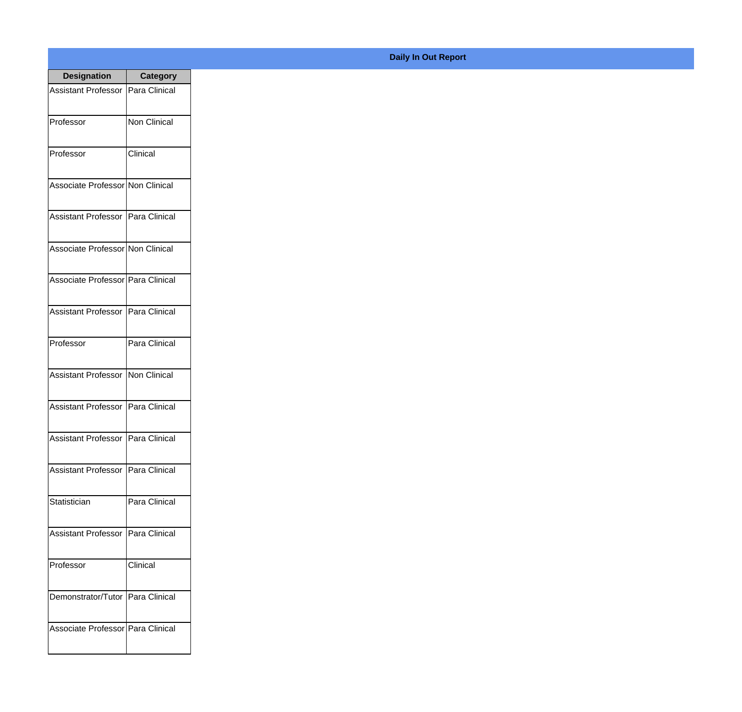**Daily In Out Report**

| Designation | Category |
| --- | --- |
| Assistant Professor | Para Clinical |
| Professor | Non Clinical |
| Professor | Clinical |
| Associate Professor | Non Clinical |
| Assistant Professor | Para Clinical |
| Associate Professor | Non Clinical |
| Associate Professor | Para Clinical |
| Assistant Professor | Para Clinical |
| Professor | Para Clinical |
| Assistant Professor | Non Clinical |
| Assistant Professor | Para Clinical |
| Assistant Professor | Para Clinical |
| Assistant Professor | Para Clinical |
| Statistician | Para Clinical |
| Assistant Professor | Para Clinical |
| Professor | Clinical |
| Demonstrator/Tutor | Para Clinical |
| Associate Professor | Para Clinical |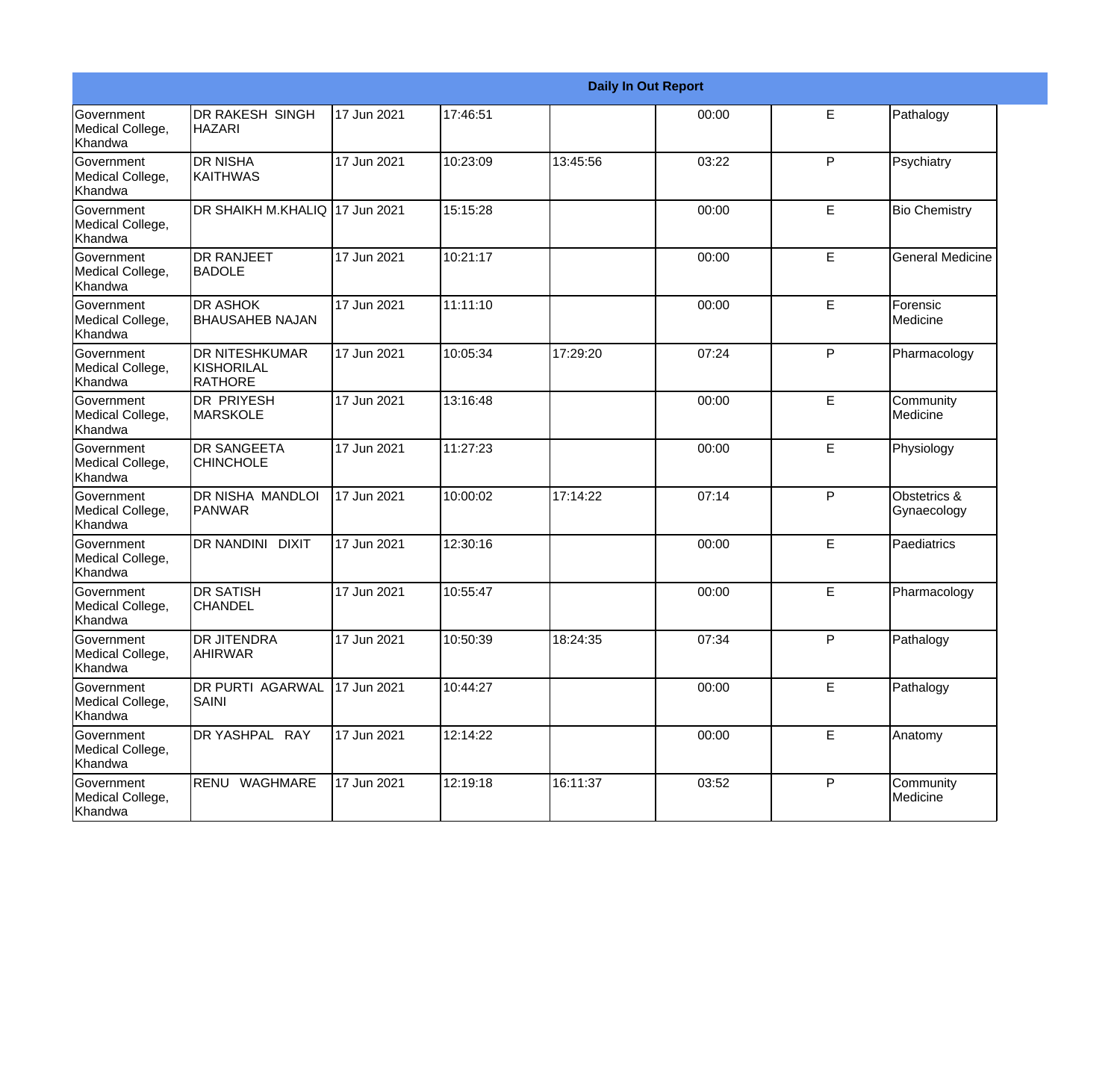| Daily In Out Report | | | | | | | |
|---|---|---|---|---|---|---|---|
| Government Medical College, Khandwa | DR RAKESH SINGH HAZARI | 17 Jun 2021 | 17:46:51 | | 00:00 | E | Pathalogy |
| Government Medical College, Khandwa | DR NISHA KAITHWAS | 17 Jun 2021 | 10:23:09 | 13:45:56 | 03:22 | P | Psychiatry |
| Government Medical College, Khandwa | DR SHAIKH M.KHALIQ | 17 Jun 2021 | 15:15:28 | | 00:00 | E | Bio Chemistry |
| Government Medical College, Khandwa | DR RANJEET BADOLE | 17 Jun 2021 | 10:21:17 | | 00:00 | E | General Medicine |
| Government Medical College, Khandwa | DR ASHOK BHAUSAHEB NAJAN | 17 Jun 2021 | 11:11:10 | | 00:00 | E | Forensic Medicine |
| Government Medical College, Khandwa | DR NITESHKUMAR KISHORILAL RATHORE | 17 Jun 2021 | 10:05:34 | 17:29:20 | 07:24 | P | Pharmacology |
| Government Medical College, Khandwa | DR PRIYESH MARSKOLE | 17 Jun 2021 | 13:16:48 | | 00:00 | E | Community Medicine |
| Government Medical College, Khandwa | DR SANGEETA CHINCHOLE | 17 Jun 2021 | 11:27:23 | | 00:00 | E | Physiology |
| Government Medical College, Khandwa | DR NISHA MANDLOI PANWAR | 17 Jun 2021 | 10:00:02 | 17:14:22 | 07:14 | P | Obstetrics & Gynaecology |
| Government Medical College, Khandwa | DR NANDINI DIXIT | 17 Jun 2021 | 12:30:16 | | 00:00 | E | Paediatrics |
| Government Medical College, Khandwa | DR SATISH CHANDEL | 17 Jun 2021 | 10:55:47 | | 00:00 | E | Pharmacology |
| Government Medical College, Khandwa | DR JITENDRA AHIRWAR | 17 Jun 2021 | 10:50:39 | 18:24:35 | 07:34 | P | Pathalogy |
| Government Medical College, Khandwa | DR PURTI AGARWAL SAINI | 17 Jun 2021 | 10:44:27 | | 00:00 | E | Pathalogy |
| Government Medical College, Khandwa | DR YASHPAL RAY | 17 Jun 2021 | 12:14:22 | | 00:00 | E | Anatomy |
| Government Medical College, Khandwa | RENU WAGHMARE | 17 Jun 2021 | 12:19:18 | 16:11:37 | 03:52 | P | Community Medicine |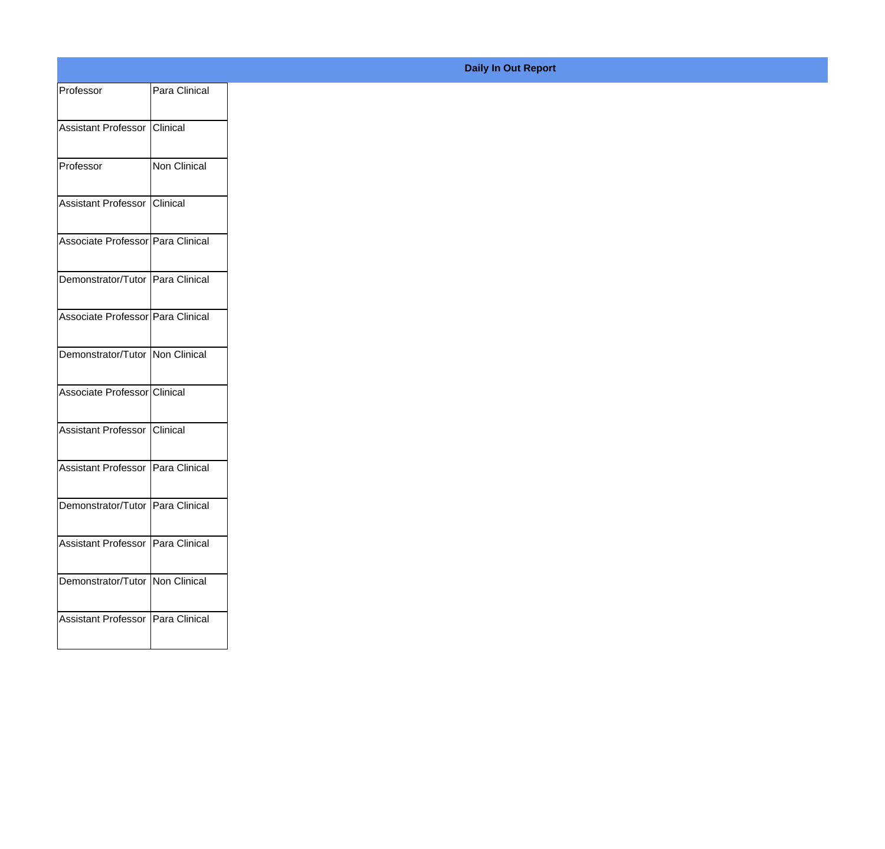**Daily In Out Report**

| | |
|---|---|
| Professor | Para Clinical |
| Assistant Professor | Clinical |
| Professor | Non Clinical |
| Assistant Professor | Clinical |
| Associate Professor | Para Clinical |
| Demonstrator/Tutor | Para Clinical |
| Associate Professor | Para Clinical |
| Demonstrator/Tutor | Non Clinical |
| Associate Professor | Clinical |
| Assistant Professor | Clinical |
| Assistant Professor | Para Clinical |
| Demonstrator/Tutor | Para Clinical |
| Assistant Professor | Para Clinical |
| Demonstrator/Tutor | Non Clinical |
| Assistant Professor | Para Clinical |